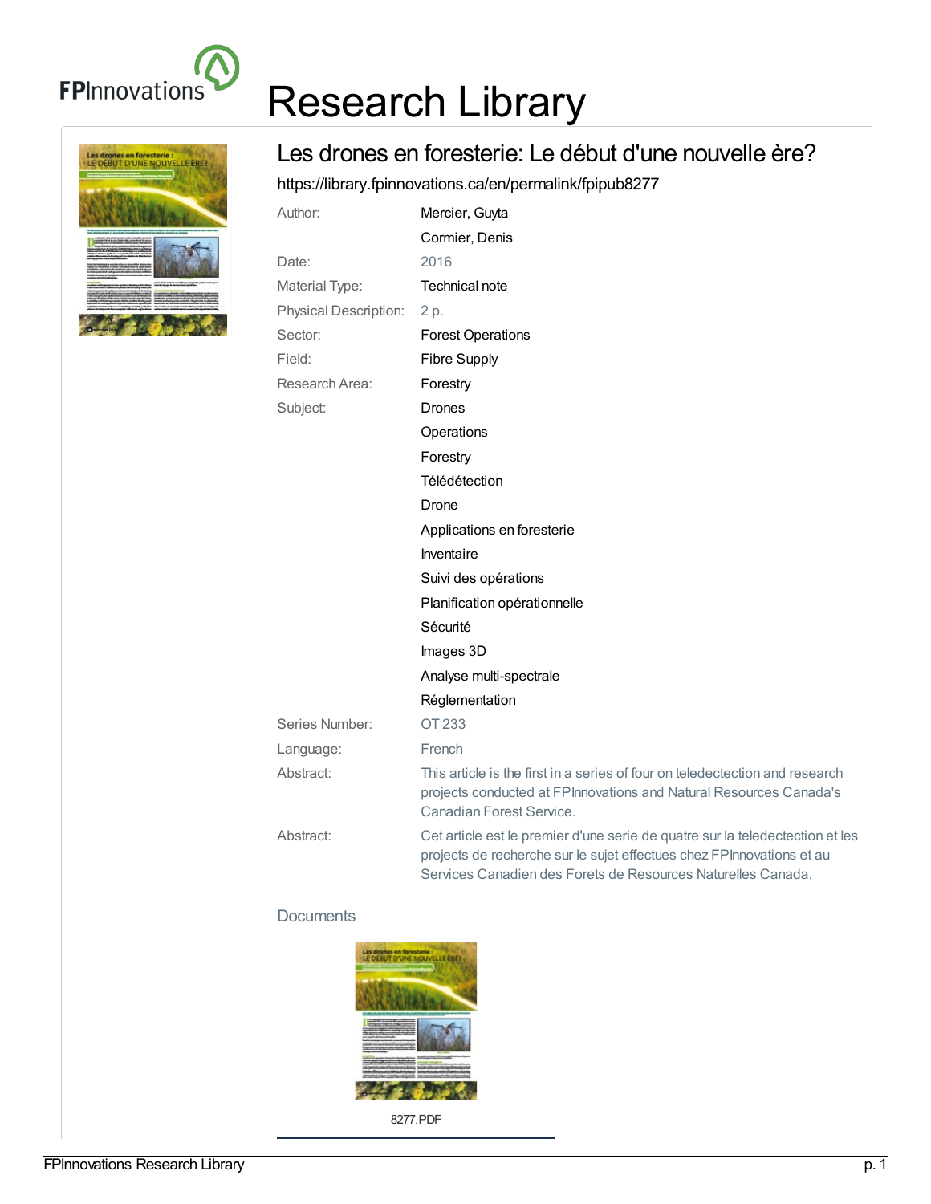# Research Library

## Les drones en foresterie: Le début d'une nouvelle ère?

https://library.fpinnovations.ca/en/permalink/fpipub8277

| | |
|---|---|
| Author: | Mercier, Guyta |
| | Cormier, Denis |
| Date: | 2016 |
| Material Type: | Technical note |
| Physical Description: | 2 p. |
| Sector: | Forest Operations |
| Field: | Fibre Supply |
| Research Area: | Forestry |
| Subject: | Drones |
| | Operations |
| | Forestry |
| | Télédétection |
| | Drone |
| | Applications en foresterie |
| | Inventaire |
| | Suivi des opérations |
| | Planification opérationnelle |
| | Sécurité |
| | Images 3D |
| | Analyse multi-spectrale |
| | Réglementation |
| Series Number: | OT 233 |
| Language: | French |
| Abstract: | This article is the first in a series of four on teledectection and research projects conducted at FPInnovations and Natural Resources Canada's Canadian Forest Service. |
| Abstract: | Cet article est le premier d'une serie de quatre sur la teledectection et les projects de recherche sur le sujet effectues chez FPInnovations et au Services Canadien des Forets de Resources Naturelles Canada. |

### Documents

8277.PDF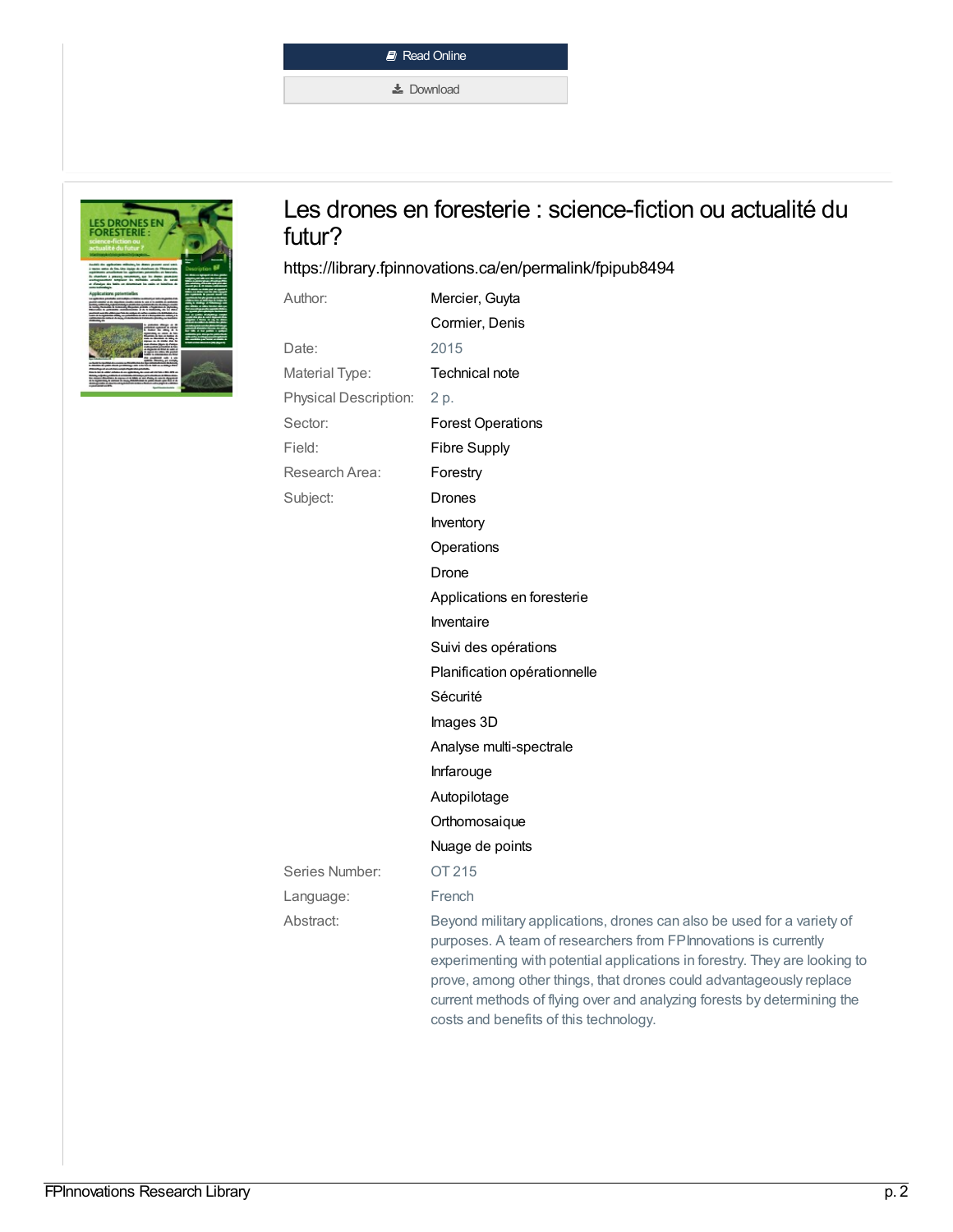Read Online

Download

# Les drones en foresterie : science-fiction ou actualité du futur?

https://library.fpinnovations.ca/en/permalink/fpipub8494

| | |
|---|---|
| Author: | Mercier, Guyta |
| | Cormier, Denis |
| Date: | 2015 |
| Material Type: | Technical note |
| Physical Description: | 2 p. |
| Sector: | Forest Operations |
| Field: | Fibre Supply |
| Research Area: | Forestry |
| Subject: | Drones |
| | Inventory |
| | Operations |
| | Drone |
| | Applications en foresterie |
| | Inventaire |
| | Suivi des opérations |
| | Planification opérationnelle |
| | Sécurité |
| | Images 3D |
| | Analyse multi-spectrale |
| | Inrfarouge |
| | Autopilotage |
| | Orthomosaique |
| | Nuage de points |
| Series Number: | OT 215 |
| Language: | French |
| Abstract: | Beyond military applications, drones can also be used for a variety of purposes. A team of researchers from FPInnovations is currently experimenting with potential applications in forestry. They are looking to prove, among other things, that drones could advantageously replace current methods of flying over and analyzing forests by determining the costs and benefits of this technology. |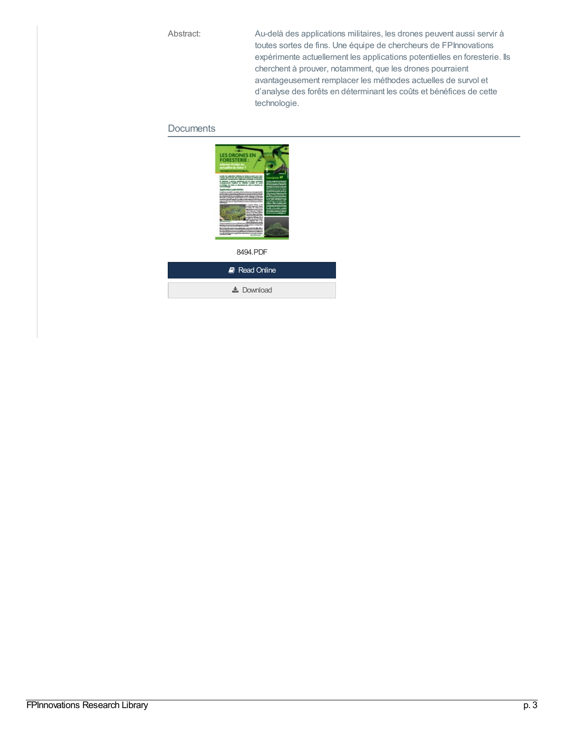Abstract: Au-delà des applications militaires, les drones peuvent aussi servir à toutes sortes de fins. Une équipe de chercheurs de FPInnovations expérimente actuellement les applications potentielles en foresterie. Ils cherchent à prouver, notamment, que les drones pourraient avantageusement remplacer les méthodes actuelles de survol et d'analyse des forêts en déterminant les coûts et bénéfices de cette technologie.

## Documents

8494.PDF

Read Online

Download